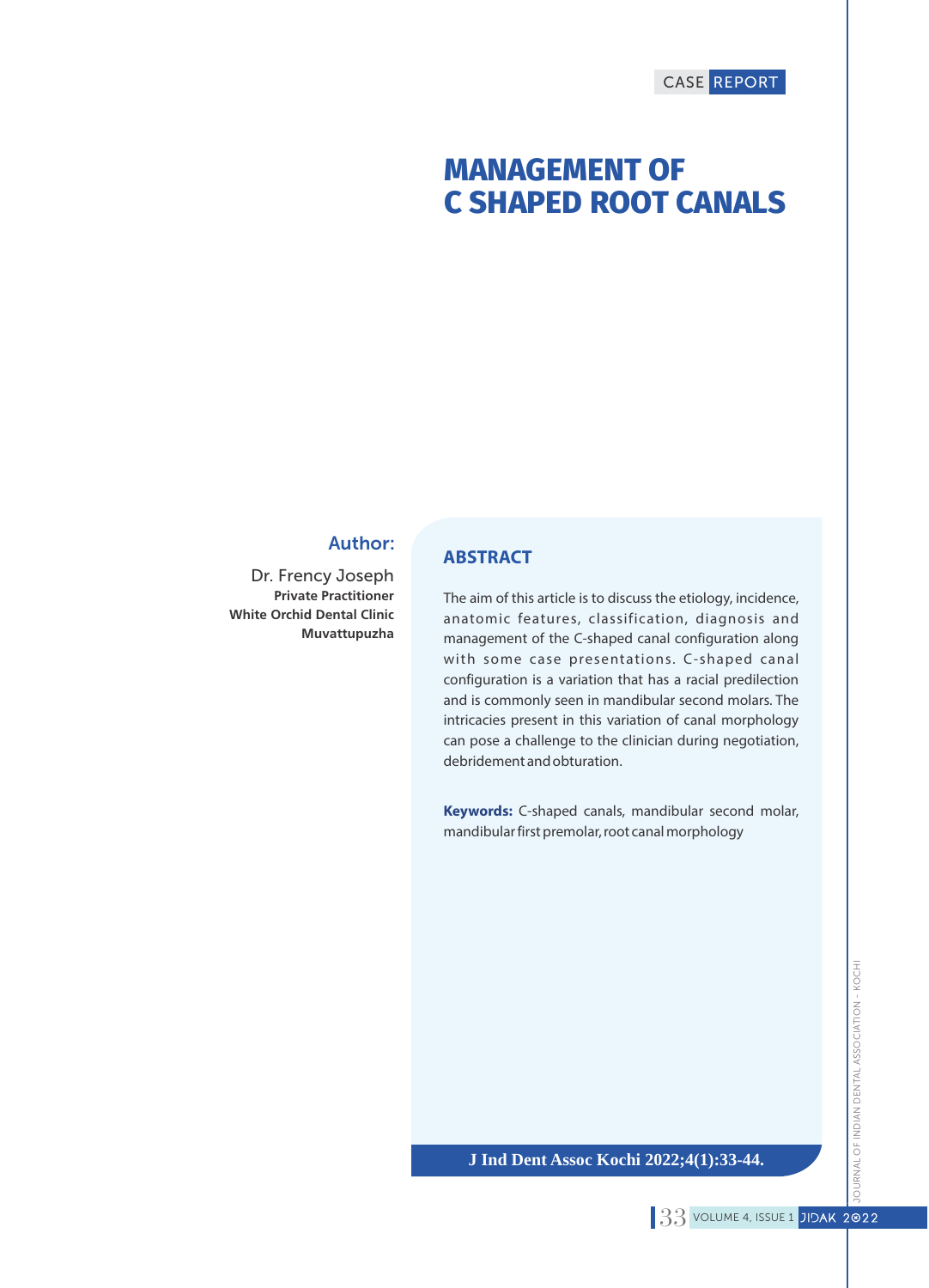CASE REPORT

# MANAGEMENT OF C SHAPED ROOT CANALS

**Author:**

Dr. Frency Joseph
**Private Practitioner**
**White Orchid Dental Clinic**
**Muvattupuzha**

## ABSTRACT

The aim of this article is to discuss the etiology, incidence, anatomic features, classification, diagnosis and management of the C-shaped canal configuration along with some case presentations. C-shaped canal configuration is a variation that has a racial predilection and is commonly seen in mandibular second molars. The intricacies present in this variation of canal morphology can pose a challenge to the clinician during negotiation, debridement and obturation.

**Keywords:** C-shaped canals, mandibular second molar, mandibular first premolar, root canal morphology

**J Ind Dent Assoc Kochi 2022;4(1):33-44.**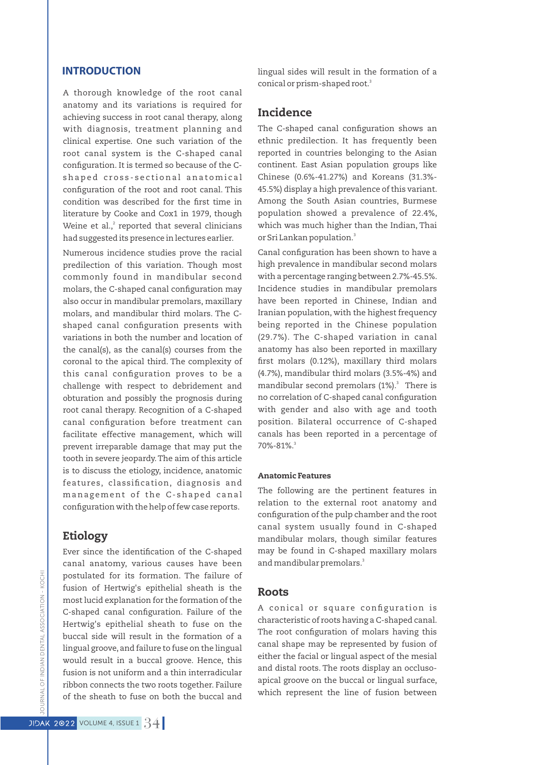## INTRODUCTION

A thorough knowledge of the root canal anatomy and its variations is required for achieving success in root canal therapy, along with diagnosis, treatment planning and clinical expertise. One such variation of the root canal system is the C-shaped canal configuration. It is termed so because of the C-shaped cross-sectional anatomical configuration of the root and root canal. This condition was described for the first time in literature by Cooke and Cox1 in 1979, though Weine et al.,[2] reported that several clinicians had suggested its presence in lectures earlier.

Numerous incidence studies prove the racial predilection of this variation. Though most commonly found in mandibular second molars, the C-shaped canal configuration may also occur in mandibular premolars, maxillary molars, and mandibular third molars. The C-shaped canal configuration presents with variations in both the number and location of the canal(s), as the canal(s) courses from the coronal to the apical third. The complexity of this canal configuration proves to be a challenge with respect to debridement and obturation and possibly the prognosis during root canal therapy. Recognition of a C-shaped canal configuration before treatment can facilitate effective management, which will prevent irreparable damage that may put the tooth in severe jeopardy. The aim of this article is to discuss the etiology, incidence, anatomic features, classification, diagnosis and management of the C-shaped canal configuration with the help of few case reports.

## Etiology

Ever since the identification of the C-shaped canal anatomy, various causes have been postulated for its formation. The failure of fusion of Hertwig's epithelial sheath is the most lucid explanation for the formation of the C-shaped canal configuration. Failure of the Hertwig's epithelial sheath to fuse on the buccal side will result in the formation of a lingual groove, and failure to fuse on the lingual would result in a buccal groove. Hence, this fusion is not uniform and a thin interradicular ribbon connects the two roots together. Failure of the sheath to fuse on both the buccal and lingual sides will result in the formation of a conical or prism-shaped root.[3]

## Incidence

The C-shaped canal configuration shows an ethnic predilection. It has frequently been reported in countries belonging to the Asian continent. East Asian population groups like Chinese (0.6%-41.27%) and Koreans (31.3%-45.5%) display a high prevalence of this variant. Among the South Asian countries, Burmese population showed a prevalence of 22.4%, which was much higher than the Indian, Thai or Sri Lankan population.[3]

Canal configuration has been shown to have a high prevalence in mandibular second molars with a percentage ranging between 2.7%-45.5%. Incidence studies in mandibular premolars have been reported in Chinese, Indian and Iranian population, with the highest frequency being reported in the Chinese population (29.7%). The C-shaped variation in canal anatomy has also been reported in maxillary first molars (0.12%), maxillary third molars (4.7%), mandibular third molars (3.5%-4%) and mandibular second premolars (1%).[3] There is no correlation of C-shaped canal configuration with gender and also with age and tooth position. Bilateral occurrence of C-shaped canals has been reported in a percentage of 70%-81%.[3]

### Anatomic Features

The following are the pertinent features in relation to the external root anatomy and configuration of the pulp chamber and the root canal system usually found in C-shaped mandibular molars, though similar features may be found in C-shaped maxillary molars and mandibular premolars.[3]

## Roots

A conical or square configuration is characteristic of roots having a C-shaped canal. The root configuration of molars having this canal shape may be represented by fusion of either the facial or lingual aspect of the mesial and distal roots. The roots display an occluso-apical groove on the buccal or lingual surface, which represent the line of fusion between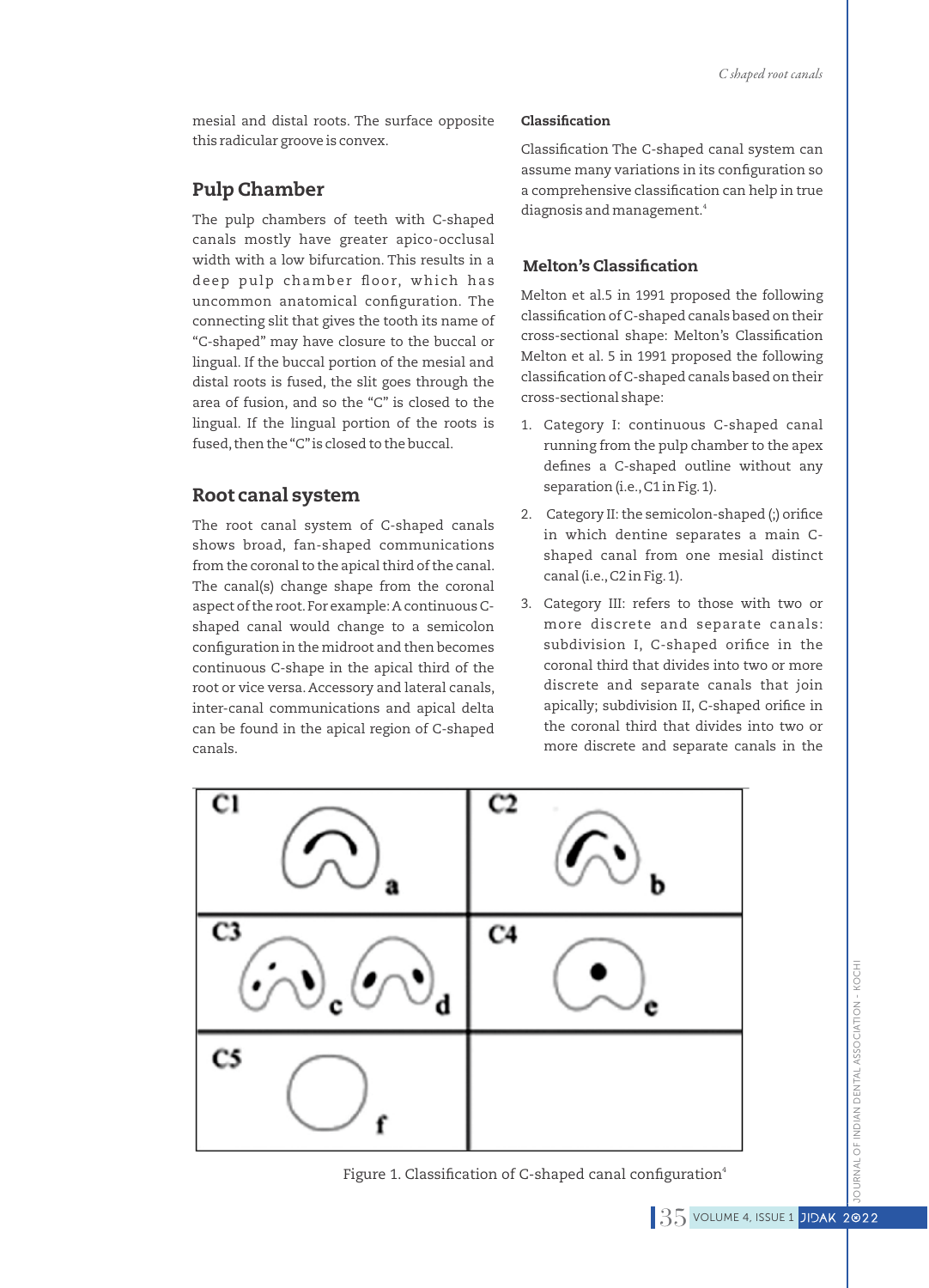mesial and distal roots. The surface opposite this radicular groove is convex.

## Pulp Chamber

The pulp chambers of teeth with C-shaped canals mostly have greater apico-occlusal width with a low bifurcation. This results in a deep pulp chamber floor, which has uncommon anatomical configuration. The connecting slit that gives the tooth its name of "C-shaped" may have closure to the buccal or lingual. If the buccal portion of the mesial and distal roots is fused, the slit goes through the area of fusion, and so the "C" is closed to the lingual. If the lingual portion of the roots is fused, then the "C" is closed to the buccal.

## Root canal system

The root canal system of C-shaped canals shows broad, fan-shaped communications from the coronal to the apical third of the canal. The canal(s) change shape from the coronal aspect of the root. For example: A continuous C-shaped canal would change to a semicolon configuration in the midroot and then becomes continuous C-shape in the apical third of the root or vice versa. Accessory and lateral canals, inter-canal communications and apical delta can be found in the apical region of C-shaped canals.

**Classification**

Classification The C-shaped canal system can assume many variations in its configuration so a comprehensive classification can help in true diagnosis and management.[4]

## Melton's Classification

Melton et al.5 in 1991 proposed the following classification of C-shaped canals based on their cross-sectional shape: Melton's Classification Melton et al. 5 in 1991 proposed the following classification of C-shaped canals based on their cross-sectional shape:

1. Category I: continuous C-shaped canal running from the pulp chamber to the apex defines a C-shaped outline without any separation (i.e., C1 in Fig. 1).
2. Category II: the semicolon-shaped (;) orifice in which dentine separates a main C-shaped canal from one mesial distinct canal (i.e., C2 in Fig. 1).
3. Category III: refers to those with two or more discrete and separate canals: subdivision I, C-shaped orifice in the coronal third that divides into two or more discrete and separate canals that join apically; subdivision II, C-shaped orifice in the coronal third that divides into two or more discrete and separate canals in the

Figure 1. Classification of C-shaped canal configuration[4]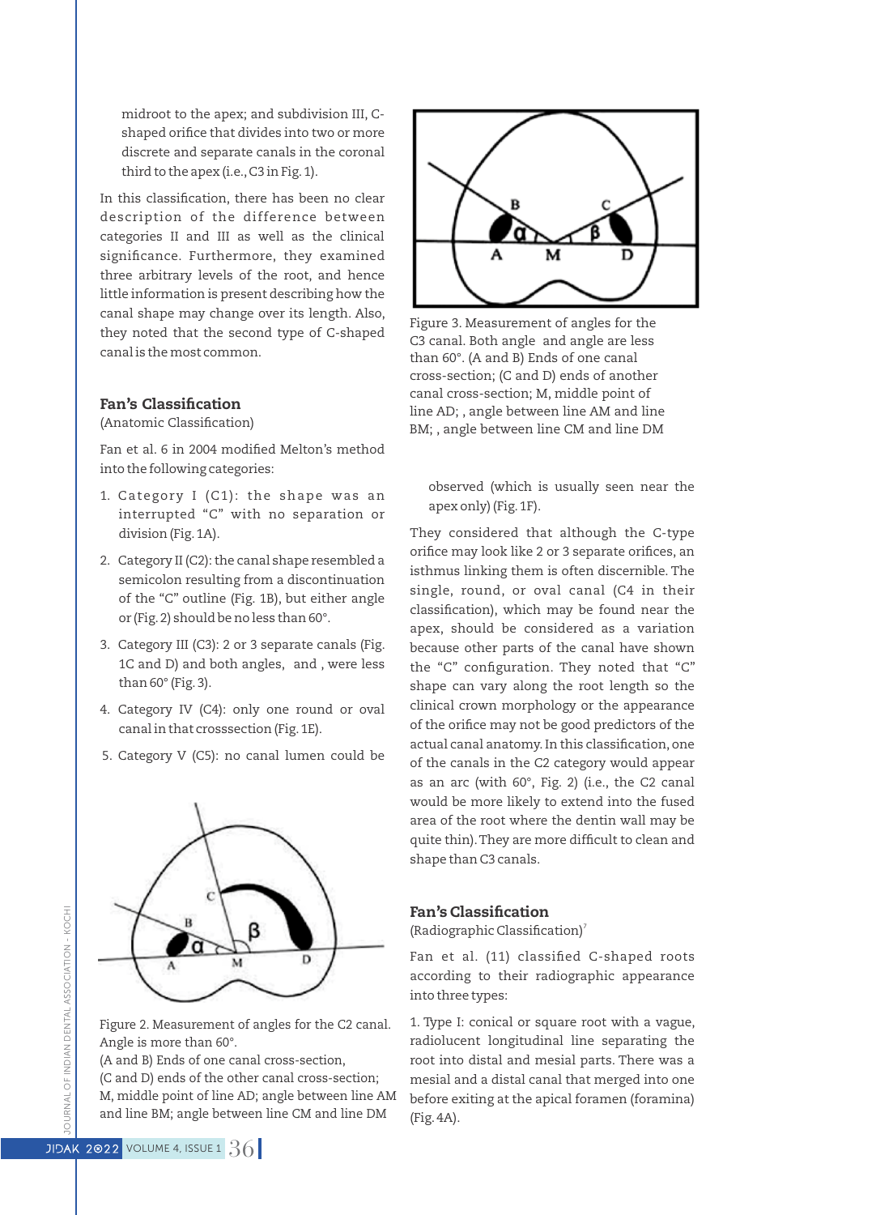midroot to the apex; and subdivision III, C-shaped orifice that divides into two or more discrete and separate canals in the coronal third to the apex (i.e., C3 in Fig. 1).

In this classification, there has been no clear description of the difference between categories II and III as well as the clinical significance. Furthermore, they examined three arbitrary levels of the root, and hence little information is present describing how the canal shape may change over its length. Also, they noted that the second type of C-shaped canal is the most common.

### Fan's Classification

(Anatomic Classification)

Fan et al. 6 in 2004 modified Melton's method into the following categories:

1. Category I (C1): the shape was an interrupted "C" with no separation or division (Fig. 1A).
2. Category II (C2): the canal shape resembled a semicolon resulting from a discontinuation of the "C" outline (Fig. 1B), but either angle or (Fig. 2) should be no less than 60°.
3. Category III (C3): 2 or 3 separate canals (Fig. 1C and D) and both angles, and , were less than 60° (Fig. 3).
4. Category IV (C4): only one round or oval canal in that crosssection (Fig. 1E).
5. Category V (C5): no canal lumen could be observed (which is usually seen near the apex only) (Fig. 1F).

Figure 2. Measurement of angles for the C2 canal. Angle is more than 60°.
(A and B) Ends of one canal cross-section,
(C and D) ends of the other canal cross-section;
M, middle point of line AD; angle between line AM and line BM; angle between line CM and line DM

Figure 3. Measurement of angles for the C3 canal. Both angle and angle are less than 60°. (A and B) Ends of one canal cross-section; (C and D) ends of another canal cross-section; M, middle point of line AD; , angle between line AM and line BM; , angle between line CM and line DM

They considered that although the C-type orifice may look like 2 or 3 separate orifices, an isthmus linking them is often discernible. The single, round, or oval canal (C4 in their classification), which may be found near the apex, should be considered as a variation because other parts of the canal have shown the "C" configuration. They noted that "C" shape can vary along the root length so the clinical crown morphology or the appearance of the orifice may not be good predictors of the actual canal anatomy. In this classification, one of the canals in the C2 category would appear as an arc (with 60°, Fig. 2) (i.e., the C2 canal would be more likely to extend into the fused area of the root where the dentin wall may be quite thin). They are more difficult to clean and shape than C3 canals.

### Fan's Classification

(Radiographic Classification)[7]

Fan et al. (11) classified C-shaped roots according to their radiographic appearance into three types:

1. Type I: conical or square root with a vague, radiolucent longitudinal line separating the root into distal and mesial parts. There was a mesial and a distal canal that merged into one before exiting at the apical foramen (foramina) (Fig. 4A).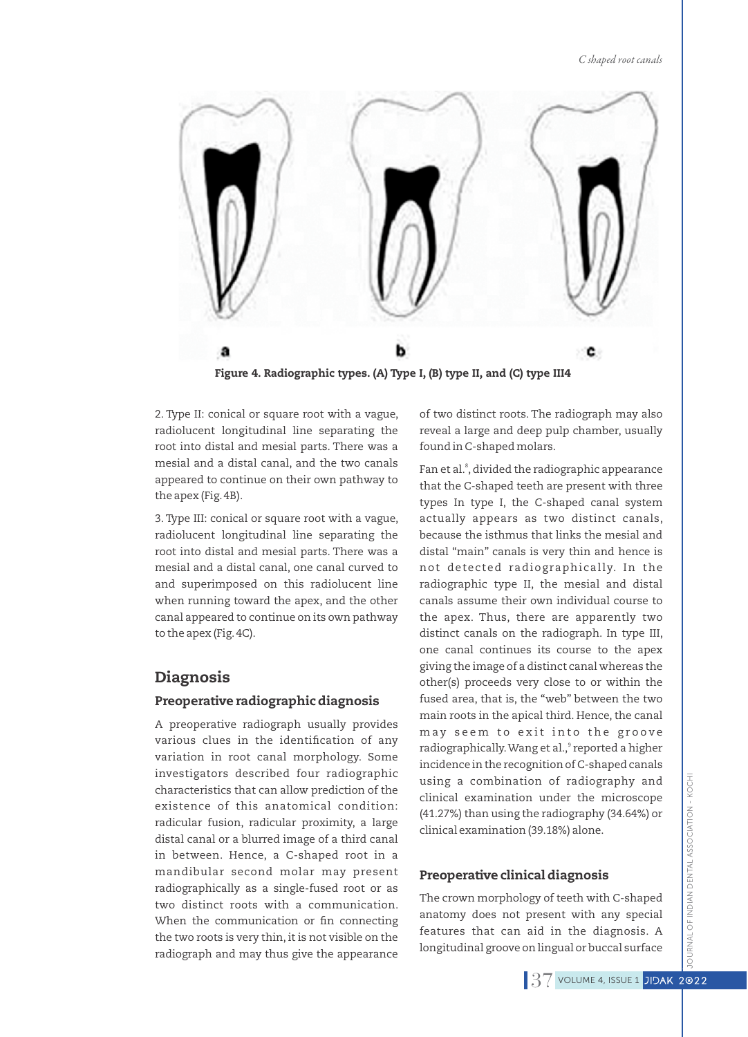Figure 4. Radiographic types. (A) Type I, (B) type II, and (C) type III4

2. Type II: conical or square root with a vague, radiolucent longitudinal line separating the root into distal and mesial parts. There was a mesial and a distal canal, and the two canals appeared to continue on their own pathway to the apex (Fig. 4B).

3. Type III: conical or square root with a vague, radiolucent longitudinal line separating the root into distal and mesial parts. There was a mesial and a distal canal, one canal curved to and superimposed on this radiolucent line when running toward the apex, and the other canal appeared to continue on its own pathway to the apex (Fig. 4C).

## Diagnosis

### Preoperative radiographic diagnosis

A preoperative radiograph usually provides various clues in the identification of any variation in root canal morphology. Some investigators described four radiographic characteristics that can allow prediction of the existence of this anatomical condition: radicular fusion, radicular proximity, a large distal canal or a blurred image of a third canal in between. Hence, a C-shaped root in a mandibular second molar may present radiographically as a single-fused root or as two distinct roots with a communication. When the communication or fin connecting the two roots is very thin, it is not visible on the radiograph and may thus give the appearance of two distinct roots. The radiograph may also reveal a large and deep pulp chamber, usually found in C-shaped molars.

Fan et al.[8], divided the radiographic appearance that the C-shaped teeth are present with three types In type I, the C-shaped canal system actually appears as two distinct canals, because the isthmus that links the mesial and distal "main" canals is very thin and hence is not detected radiographically. In the radiographic type II, the mesial and distal canals assume their own individual course to the apex. Thus, there are apparently two distinct canals on the radiograph. In type III, one canal continues its course to the apex giving the image of a distinct canal whereas the other(s) proceeds very close to or within the fused area, that is, the "web" between the two main roots in the apical third. Hence, the canal may seem to exit into the groove radiographically. Wang et al.,[9] reported a higher incidence in the recognition of C-shaped canals using a combination of radiography and clinical examination under the microscope (41.27%) than using the radiography (34.64%) or clinical examination (39.18%) alone.

### Preoperative clinical diagnosis

The crown morphology of teeth with C-shaped anatomy does not present with any special features that can aid in the diagnosis. A longitudinal groove on lingual or buccal surface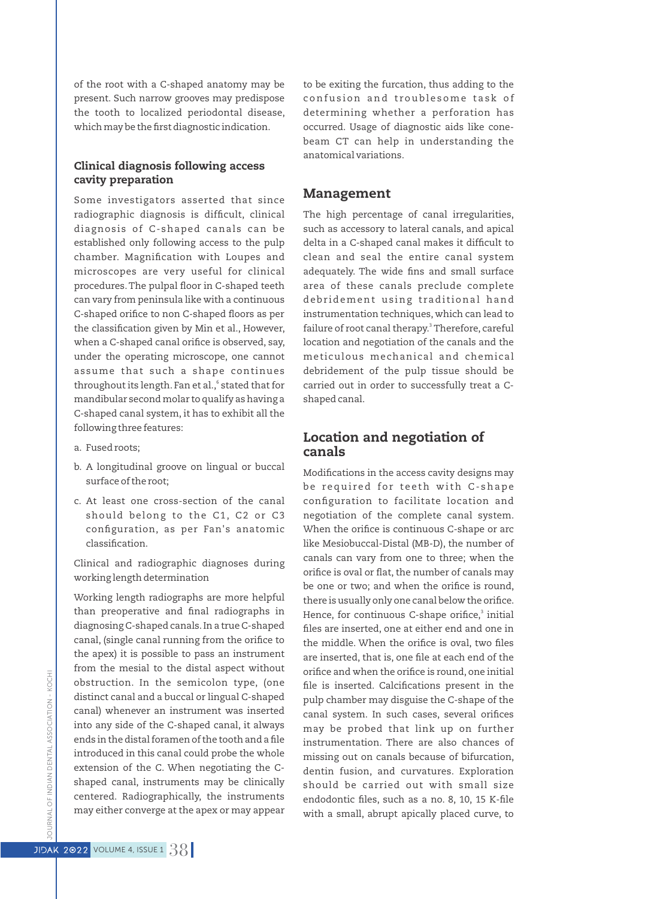of the root with a C-shaped anatomy may be present. Such narrow grooves may predispose the tooth to localized periodontal disease, which may be the first diagnostic indication.

### Clinical diagnosis following access cavity preparation

Some investigators asserted that since radiographic diagnosis is difficult, clinical diagnosis of C-shaped canals can be established only following access to the pulp chamber. Magnification with Loupes and microscopes are very useful for clinical procedures. The pulpal floor in C-shaped teeth can vary from peninsula like with a continuous C-shaped orifice to non C-shaped floors as per the classification given by Min et al., However, when a C-shaped canal orifice is observed, say, under the operating microscope, one cannot assume that such a shape continues throughout its length. Fan et al.,[6] stated that for mandibular second molar to qualify as having a C-shaped canal system, it has to exhibit all the following three features:

a. Fused roots;

b. A longitudinal groove on lingual or buccal surface of the root;

c. At least one cross-section of the canal should belong to the C1, C2 or C3 configuration, as per Fan's anatomic classification.

Clinical and radiographic diagnoses during working length determination

Working length radiographs are more helpful than preoperative and final radiographs in diagnosing C-shaped canals. In a true C-shaped canal, (single canal running from the orifice to the apex) it is possible to pass an instrument from the mesial to the distal aspect without obstruction. In the semicolon type, (one distinct canal and a buccal or lingual C-shaped canal) whenever an instrument was inserted into any side of the C-shaped canal, it always ends in the distal foramen of the tooth and a file introduced in this canal could probe the whole extension of the C. When negotiating the C-shaped canal, instruments may be clinically centered. Radiographically, the instruments may either converge at the apex or may appear to be exiting the furcation, thus adding to the confusion and troublesome task of determining whether a perforation has occurred. Usage of diagnostic aids like cone-beam CT can help in understanding the anatomical variations.

## Management

The high percentage of canal irregularities, such as accessory to lateral canals, and apical delta in a C-shaped canal makes it difficult to clean and seal the entire canal system adequately. The wide fins and small surface area of these canals preclude complete debridement using traditional hand instrumentation techniques, which can lead to failure of root canal therapy.[3] Therefore, careful location and negotiation of the canals and the meticulous mechanical and chemical debridement of the pulp tissue should be carried out in order to successfully treat a C-shaped canal.

## Location and negotiation of canals

Modifications in the access cavity designs may be required for teeth with C-shape configuration to facilitate location and negotiation of the complete canal system. When the orifice is continuous C-shape or arc like Mesiobuccal-Distal (MB-D), the number of canals can vary from one to three; when the orifice is oval or flat, the number of canals may be one or two; and when the orifice is round, there is usually only one canal below the orifice. Hence, for continuous C-shape orifice,[3] initial files are inserted, one at either end and one in the middle. When the orifice is oval, two files are inserted, that is, one file at each end of the orifice and when the orifice is round, one initial file is inserted. Calcifications present in the pulp chamber may disguise the C-shape of the canal system. In such cases, several orifices may be probed that link up on further instrumentation. There are also chances of missing out on canals because of bifurcation, dentin fusion, and curvatures. Exploration should be carried out with small size endodontic files, such as a no. 8, 10, 15 K-file with a small, abrupt apically placed curve, to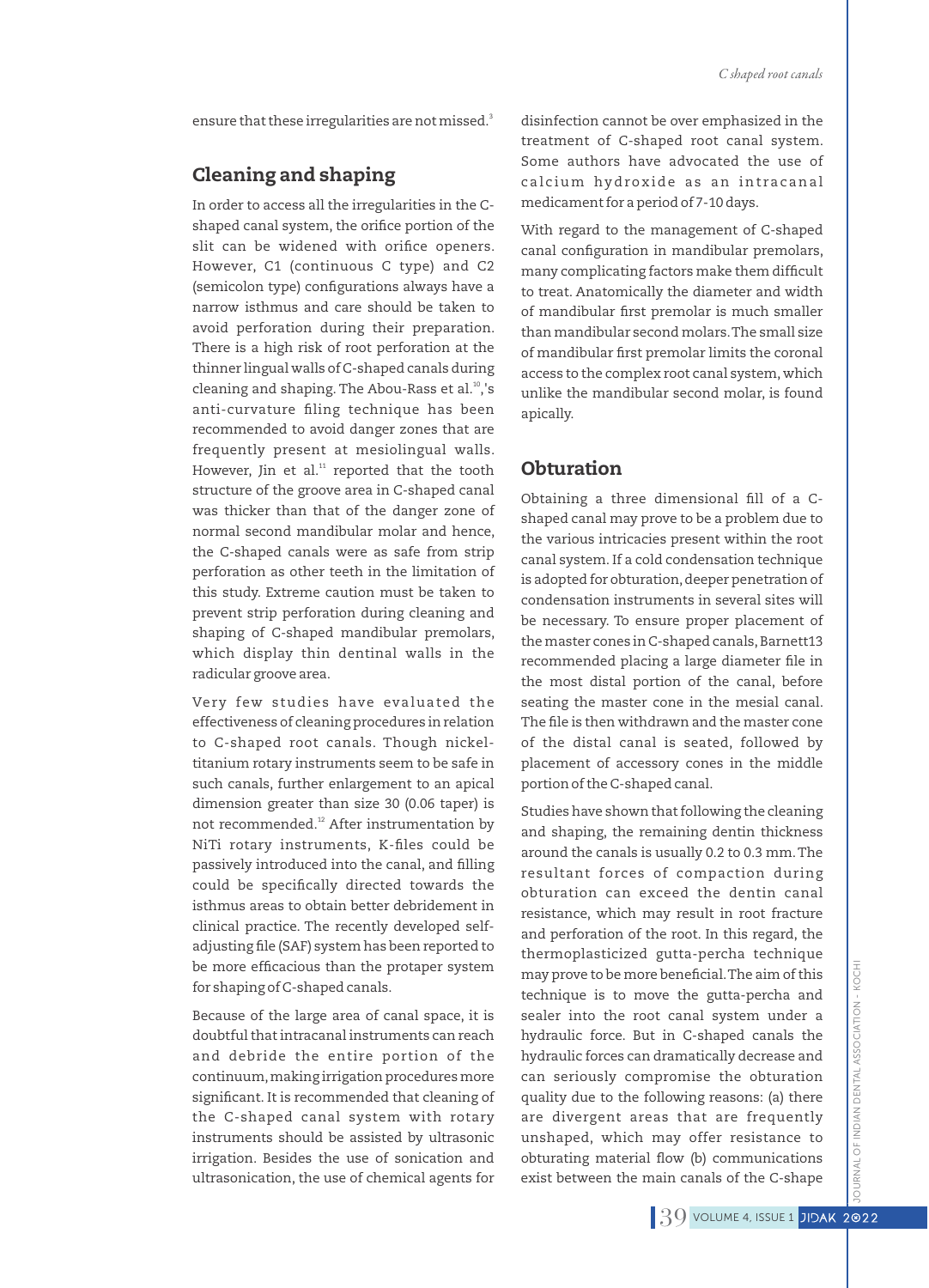ensure that these irregularities are not missed.[3]

## Cleaning and shaping

In order to access all the irregularities in the C-shaped canal system, the orifice portion of the slit can be widened with orifice openers. However, C1 (continuous C type) and C2 (semicolon type) configurations always have a narrow isthmus and care should be taken to avoid perforation during their preparation. There is a high risk of root perforation at the thinner lingual walls of C-shaped canals during cleaning and shaping. The Abou-Rass et al.[10],'s anti-curvature filing technique has been recommended to avoid danger zones that are frequently present at mesiolingual walls. However, Jin et al.[11] reported that the tooth structure of the groove area in C-shaped canal was thicker than that of the danger zone of normal second mandibular molar and hence, the C-shaped canals were as safe from strip perforation as other teeth in the limitation of this study. Extreme caution must be taken to prevent strip perforation during cleaning and shaping of C-shaped mandibular premolars, which display thin dentinal walls in the radicular groove area.

Very few studies have evaluated the effectiveness of cleaning procedures in relation to C-shaped root canals. Though nickel-titanium rotary instruments seem to be safe in such canals, further enlargement to an apical dimension greater than size 30 (0.06 taper) is not recommended.[12] After instrumentation by NiTi rotary instruments, K-files could be passively introduced into the canal, and filling could be specifically directed towards the isthmus areas to obtain better debridement in clinical practice. The recently developed self-adjusting file (SAF) system has been reported to be more efficacious than the protaper system for shaping of C-shaped canals.

Because of the large area of canal space, it is doubtful that intracanal instruments can reach and debride the entire portion of the continuum, making irrigation procedures more significant. It is recommended that cleaning of the C-shaped canal system with rotary instruments should be assisted by ultrasonic irrigation. Besides the use of sonication and ultrasonication, the use of chemical agents for disinfection cannot be over emphasized in the treatment of C-shaped root canal system. Some authors have advocated the use of calcium hydroxide as an intracanal medicament for a period of 7-10 days.

With regard to the management of C-shaped canal configuration in mandibular premolars, many complicating factors make them difficult to treat. Anatomically the diameter and width of mandibular first premolar is much smaller than mandibular second molars. The small size of mandibular first premolar limits the coronal access to the complex root canal system, which unlike the mandibular second molar, is found apically.

## Obturation

Obtaining a three dimensional fill of a C-shaped canal may prove to be a problem due to the various intricacies present within the root canal system. If a cold condensation technique is adopted for obturation, deeper penetration of condensation instruments in several sites will be necessary. To ensure proper placement of the master cones in C-shaped canals, Barnett13 recommended placing a large diameter file in the most distal portion of the canal, before seating the master cone in the mesial canal. The file is then withdrawn and the master cone of the distal canal is seated, followed by placement of accessory cones in the middle portion of the C-shaped canal.

Studies have shown that following the cleaning and shaping, the remaining dentin thickness around the canals is usually 0.2 to 0.3 mm. The resultant forces of compaction during obturation can exceed the dentin canal resistance, which may result in root fracture and perforation of the root. In this regard, the thermoplasticized gutta-percha technique may prove to be more beneficial. The aim of this technique is to move the gutta-percha and sealer into the root canal system under a hydraulic force. But in C-shaped canals the hydraulic forces can dramatically decrease and can seriously compromise the obturation quality due to the following reasons: (a) there are divergent areas that are frequently unshaped, which may offer resistance to obturating material flow (b) communications exist between the main canals of the C-shape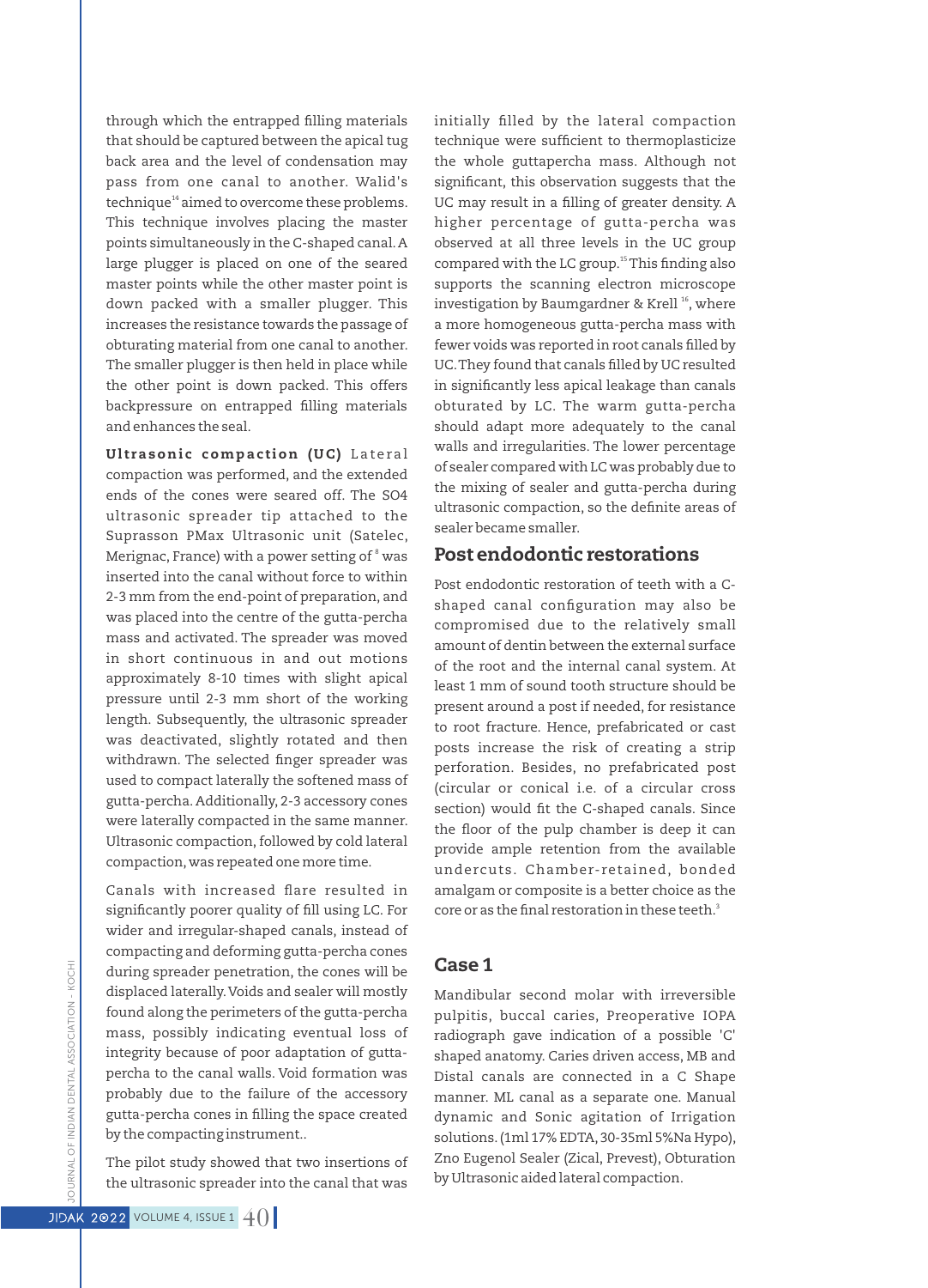through which the entrapped filling materials that should be captured between the apical tug back area and the level of condensation may pass from one canal to another. Walid's technique[14] aimed to overcome these problems. This technique involves placing the master points simultaneously in the C-shaped canal. A large plugger is placed on one of the seared master points while the other master point is down packed with a smaller plugger. This increases the resistance towards the passage of obturating material from one canal to another. The smaller plugger is then held in place while the other point is down packed. This offers backpressure on entrapped filling materials and enhances the seal.

**Ultrasonic compaction (UC)** Lateral compaction was performed, and the extended ends of the cones were seared off. The SO4 ultrasonic spreader tip attached to the Suprasson PMax Ultrasonic unit (Satelec, Merignac, France) with a power setting of [8] was inserted into the canal without force to within 2-3 mm from the end-point of preparation, and was placed into the centre of the gutta-percha mass and activated. The spreader was moved in short continuous in and out motions approximately 8-10 times with slight apical pressure until 2-3 mm short of the working length. Subsequently, the ultrasonic spreader was deactivated, slightly rotated and then withdrawn. The selected finger spreader was used to compact laterally the softened mass of gutta-percha. Additionally, 2-3 accessory cones were laterally compacted in the same manner. Ultrasonic compaction, followed by cold lateral compaction, was repeated one more time.

Canals with increased flare resulted in significantly poorer quality of fill using LC. For wider and irregular-shaped canals, instead of compacting and deforming gutta-percha cones during spreader penetration, the cones will be displaced laterally. Voids and sealer will mostly found along the perimeters of the gutta-percha mass, possibly indicating eventual loss of integrity because of poor adaptation of gutta-percha to the canal walls. Void formation was probably due to the failure of the accessory gutta-percha cones in filling the space created by the compacting instrument..

The pilot study showed that two insertions of the ultrasonic spreader into the canal that was initially filled by the lateral compaction technique were sufficient to thermoplasticize the whole guttapercha mass. Although not significant, this observation suggests that the UC may result in a filling of greater density. A higher percentage of gutta-percha was observed at all three levels in the UC group compared with the LC group.[15] This finding also supports the scanning electron microscope investigation by Baumgardner & Krell [16], where a more homogeneous gutta-percha mass with fewer voids was reported in root canals filled by UC. They found that canals filled by UC resulted in significantly less apical leakage than canals obturated by LC. The warm gutta-percha should adapt more adequately to the canal walls and irregularities. The lower percentage of sealer compared with LC was probably due to the mixing of sealer and gutta-percha during ultrasonic compaction, so the definite areas of sealer became smaller.

## Post endodontic restorations

Post endodontic restoration of teeth with a C-shaped canal configuration may also be compromised due to the relatively small amount of dentin between the external surface of the root and the internal canal system. At least 1 mm of sound tooth structure should be present around a post if needed, for resistance to root fracture. Hence, prefabricated or cast posts increase the risk of creating a strip perforation. Besides, no prefabricated post (circular or conical i.e. of a circular cross section) would fit the C-shaped canals. Since the floor of the pulp chamber is deep it can provide ample retention from the available undercuts. Chamber-retained, bonded amalgam or composite is a better choice as the core or as the final restoration in these teeth.[3]

## Case 1

Mandibular second molar with irreversible pulpitis, buccal caries, Preoperative IOPA radiograph gave indication of a possible 'C' shaped anatomy. Caries driven access, MB and Distal canals are connected in a C Shape manner. ML canal as a separate one. Manual dynamic and Sonic agitation of Irrigation solutions. (1ml 17% EDTA, 30-35ml 5%Na Hypo), Zno Eugenol Sealer (Zical, Prevest), Obturation by Ultrasonic aided lateral compaction.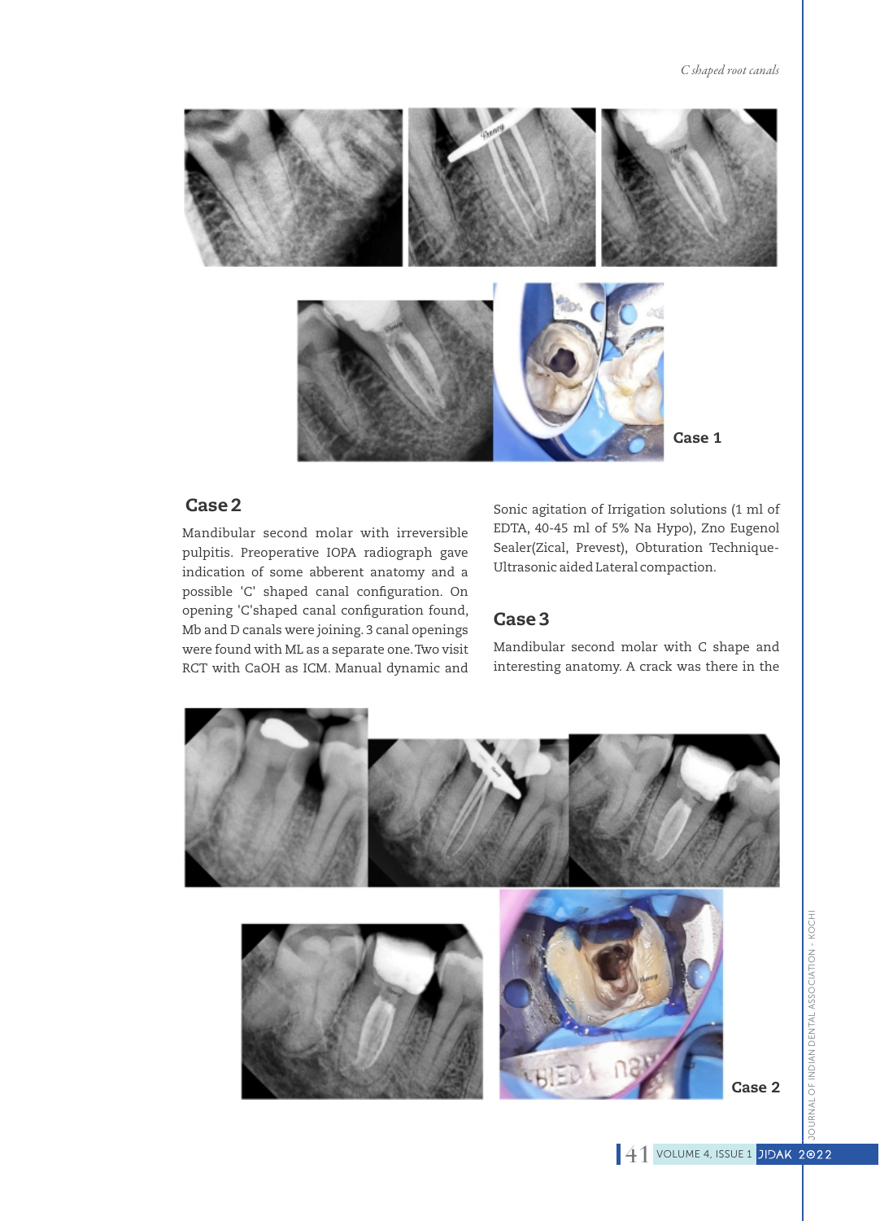Case 1

## Case 2

Mandibular second molar with irreversible pulpitis. Preoperative IOPA radiograph gave indication of some abberent anatomy and a possible 'C' shaped canal configuration. On opening 'C'shaped canal configuration found, Mb and D canals were joining. 3 canal openings were found with ML as a separate one. Two visit RCT with CaOH as ICM. Manual dynamic and Sonic agitation of Irrigation solutions (1 ml of EDTA, 40-45 ml of 5% Na Hypo), Zno Eugenol Sealer(Zical, Prevest), Obturation Technique- Ultrasonic aided Lateral compaction.

## Case 3

Mandibular second molar with C shape and interesting anatomy. A crack was there in the

Case 2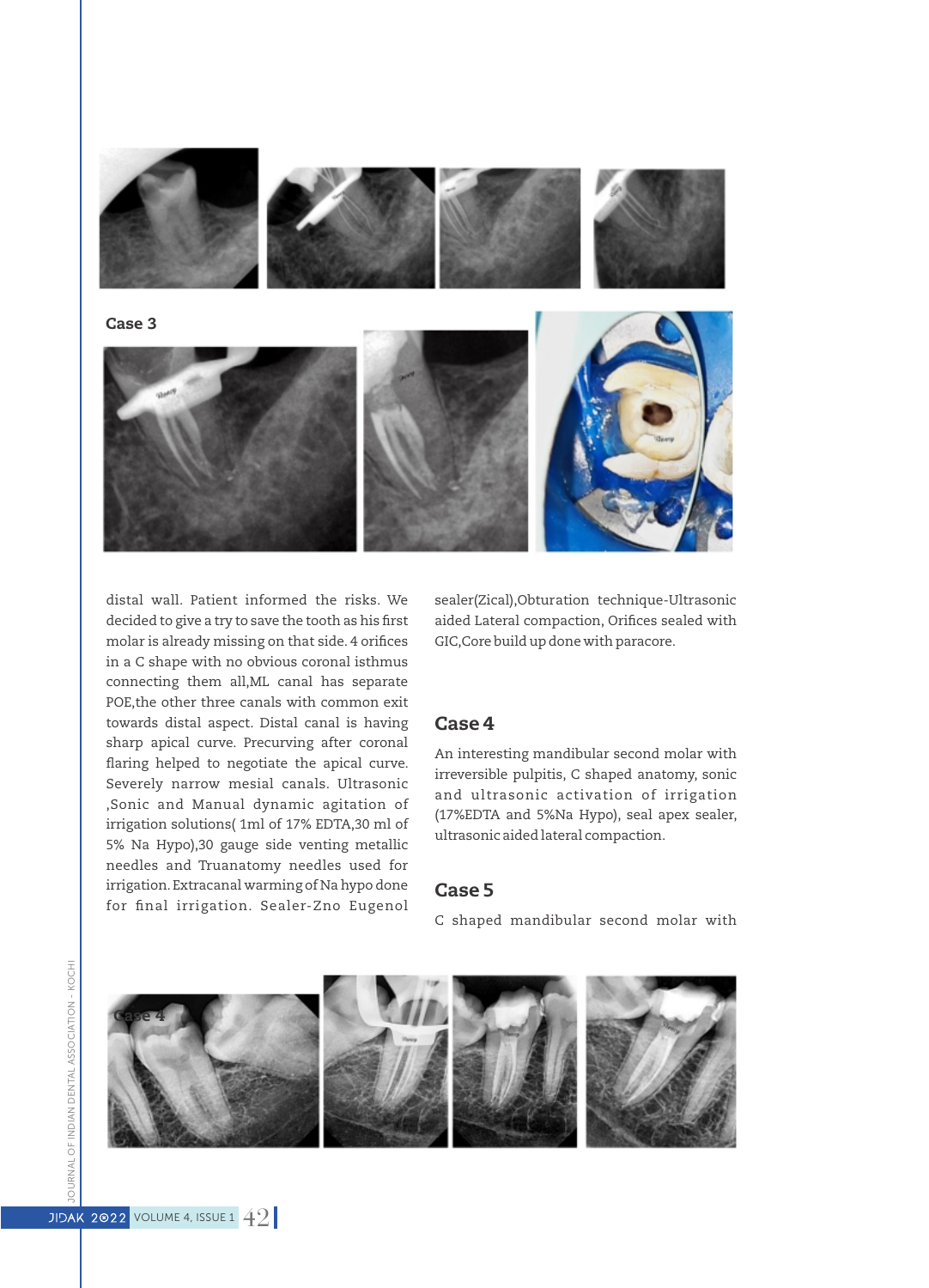## Case 3

distal wall. Patient informed the risks. We decided to give a try to save the tooth as his first molar is already missing on that side. 4 orifices in a C shape with no obvious coronal isthmus connecting them all,ML canal has separate POE,the other three canals with common exit towards distal aspect. Distal canal is having sharp apical curve. Precurving after coronal flaring helped to negotiate the apical curve. Severely narrow mesial canals. Ultrasonic ,Sonic and Manual dynamic agitation of irrigation solutions( 1ml of 17% EDTA,30 ml of 5% Na Hypo),30 gauge side venting metallic needles and Truanatomy needles used for irrigation. Extracanal warming of Na hypo done for final irrigation. Sealer-Zno Eugenol sealer(Zical),Obturation technique-Ultrasonic aided Lateral compaction, Orifices sealed with GIC,Core build up done with paracore.

## Case 4

An interesting mandibular second molar with irreversible pulpitis, C shaped anatomy, sonic and ultrasonic activation of irrigation (17%EDTA and 5%Na Hypo), seal apex sealer, ultrasonic aided lateral compaction.

## Case 5

C shaped mandibular second molar with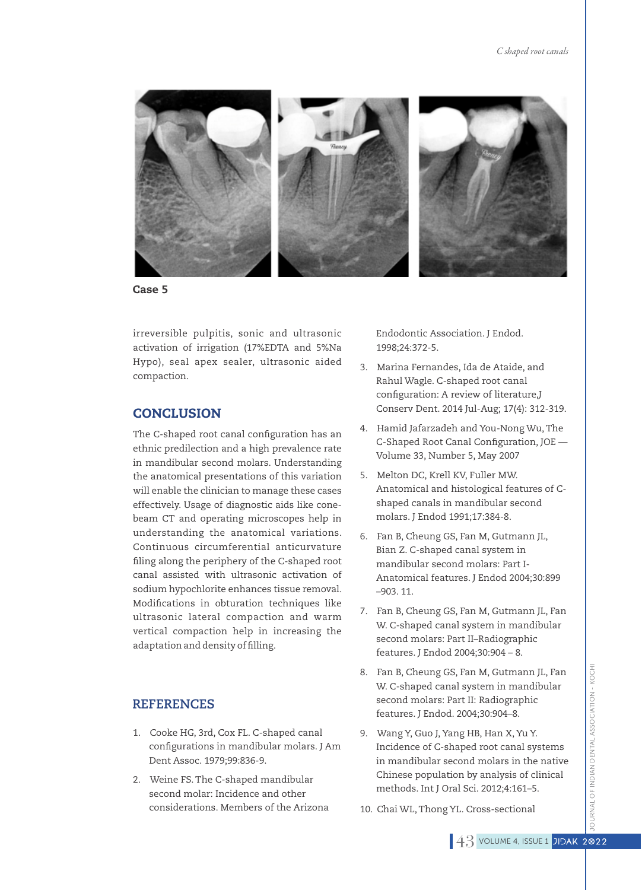Case 5

irreversible pulpitis, sonic and ultrasonic activation of irrigation (17%EDTA and 5%Na Hypo), seal apex sealer, ultrasonic aided compaction.

## CONCLUSION

The C-shaped root canal configuration has an ethnic predilection and a high prevalence rate in mandibular second molars. Understanding the anatomical presentations of this variation will enable the clinician to manage these cases effectively. Usage of diagnostic aids like cone-beam CT and operating microscopes help in understanding the anatomical variations. Continuous circumferential anticurvature filing along the periphery of the C-shaped root canal assisted with ultrasonic activation of sodium hypochlorite enhances tissue removal. Modifications in obturation techniques like ultrasonic lateral compaction and warm vertical compaction help in increasing the adaptation and density of filling.

## REFERENCES

1. Cooke HG, 3rd, Cox FL. C-shaped canal configurations in mandibular molars. J Am Dent Assoc. 1979;99:836-9.
2. Weine FS. The C-shaped mandibular second molar: Incidence and other considerations. Members of the Arizona Endodontic Association. J Endod. 1998;24:372-5.
3. Marina Fernandes, Ida de Ataide, and Rahul Wagle. C-shaped root canal configuration: A review of literature,J Conserv Dent. 2014 Jul-Aug; 17(4): 312-319.
4. Hamid Jafarzadeh and You-Nong Wu, The C-Shaped Root Canal Configuration, JOE — Volume 33, Number 5, May 2007
5. Melton DC, Krell KV, Fuller MW. Anatomical and histological features of C-shaped canals in mandibular second molars. J Endod 1991;17:384-8.
6. Fan B, Cheung GS, Fan M, Gutmann JL, Bian Z. C-shaped canal system in mandibular second molars: Part I-Anatomical features. J Endod 2004;30:899 –903. 11.
7. Fan B, Cheung GS, Fan M, Gutmann JL, Fan W. C-shaped canal system in mandibular second molars: Part II–Radiographic features. J Endod 2004;30:904 – 8.
8. Fan B, Cheung GS, Fan M, Gutmann JL, Fan W. C-shaped canal system in mandibular second molars: Part II: Radiographic features. J Endod. 2004;30:904–8.
9. Wang Y, Guo J, Yang HB, Han X, Yu Y. Incidence of C-shaped root canal systems in mandibular second molars in the native Chinese population by analysis of clinical methods. Int J Oral Sci. 2012;4:161–5.
10. Chai WL, Thong YL. Cross-sectional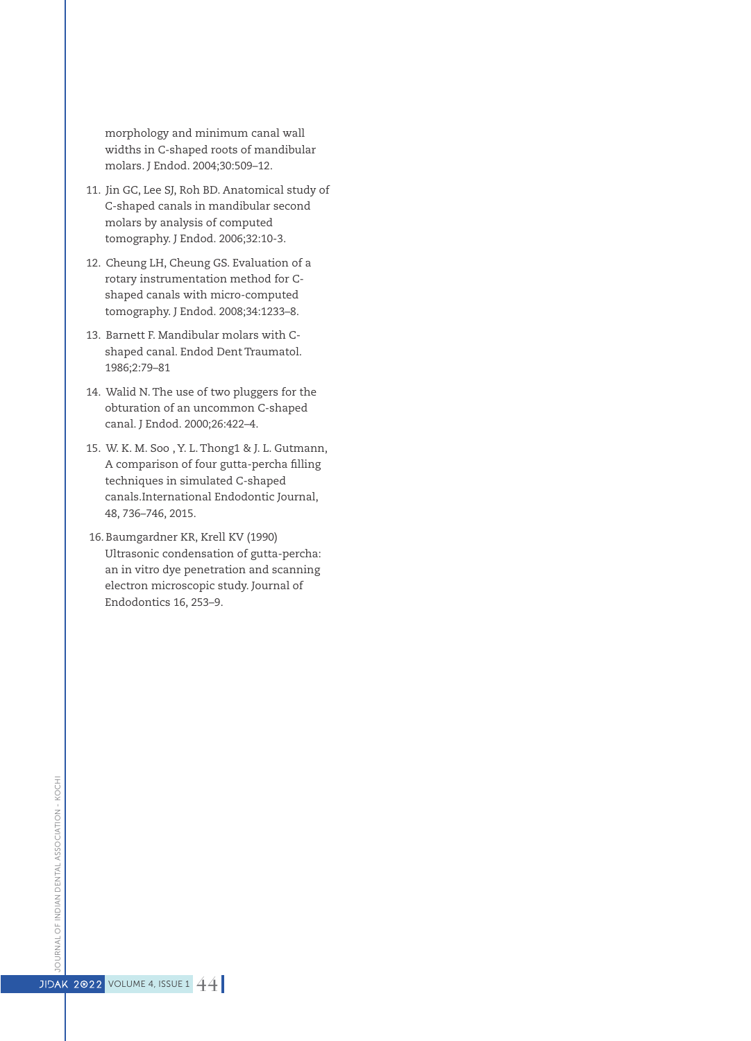morphology and minimum canal wall widths in C-shaped roots of mandibular molars. J Endod. 2004;30:509–12.

11. Jin GC, Lee SJ, Roh BD. Anatomical study of C-shaped canals in mandibular second molars by analysis of computed tomography. J Endod. 2006;32:10-3.

12. Cheung LH, Cheung GS. Evaluation of a rotary instrumentation method for C-shaped canals with micro-computed tomography. J Endod. 2008;34:1233–8.

13. Barnett F. Mandibular molars with C-shaped canal. Endod Dent Traumatol. 1986;2:79–81

14. Walid N. The use of two pluggers for the obturation of an uncommon C-shaped canal. J Endod. 2000;26:422–4.

15. W. K. M. Soo , Y. L. Thong1 & J. L. Gutmann, A comparison of four gutta-percha filling techniques in simulated C-shaped canals.International Endodontic Journal, 48, 736–746, 2015.

16. Baumgardner KR, Krell KV (1990) Ultrasonic condensation of gutta-percha: an in vitro dye penetration and scanning electron microscopic study. Journal of Endodontics 16, 253–9.